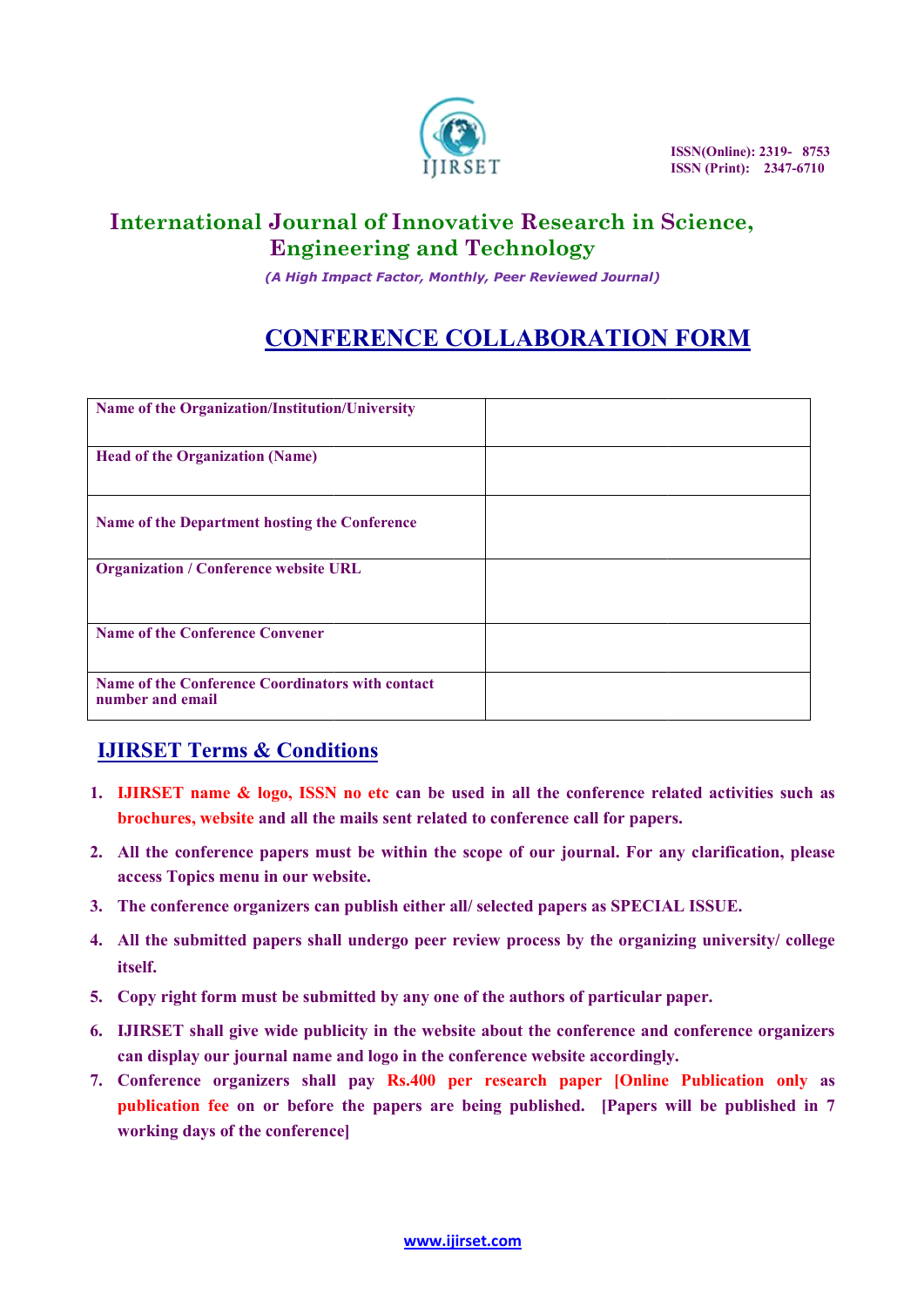ISSN(Online): 2319- 8753
ISSN (Print): 2347-6710

# International Journal of Innovative Research in Science, Engineering and Technology

*(A High Impact Factor, Monthly, Peer Reviewed Journal)*

## CONFERENCE COLLABORATION FORM

| | |
|---|---|
| **Name of the Organization/Institution/University** | |
| **Head of the Organization (Name)** | |
| **Name of the Department hosting the Conference** | |
| **Organization / Conference website URL** | |
| **Name of the Conference Convener** | |
| **Name of the Conference Coordinators with contact number and email** | |

## IJIRSET Terms & Conditions

1. **IJIRSET name & logo, ISSN no etc can be used in all the conference related activities such as brochures, website and all the mails sent related to conference call for papers.**
2. **All the conference papers must be within the scope of our journal. For any clarification, please access Topics menu in our website.**
3. **The conference organizers can publish either all/ selected papers as SPECIAL ISSUE.**
4. **All the submitted papers shall undergo peer review process by the organizing university/ college itself.**
5. **Copy right form must be submitted by any one of the authors of particular paper.**
6. **IJIRSET shall give wide publicity in the website about the conference and conference organizers can display our journal name and logo in the conference website accordingly.**
7. **Conference organizers shall pay Rs.400 per research paper [Online Publication only as publication fee on or before the papers are being published. [Papers will be published in 7 working days of the conference]**

www.ijirset.com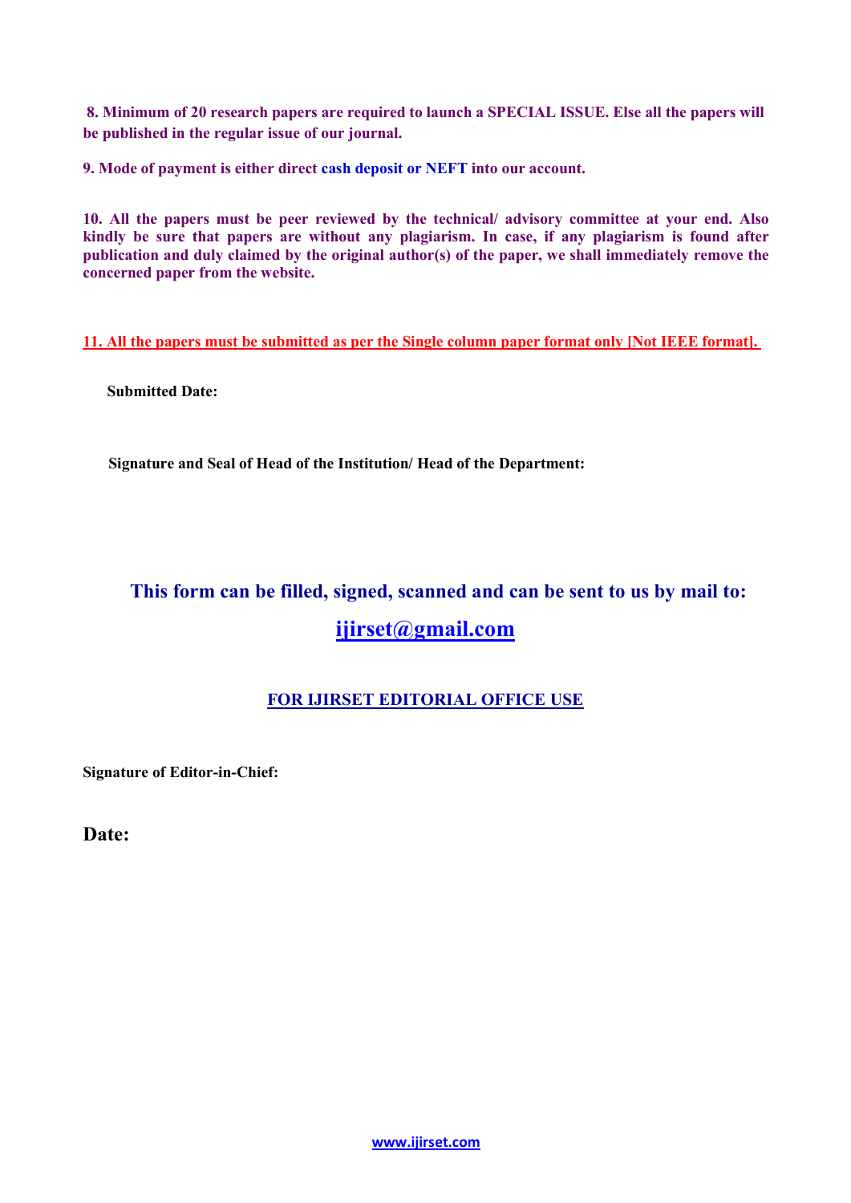**8. Minimum of 20 research papers are required to launch a SPECIAL ISSUE. Else all the papers will be published in the regular issue of our journal.**

**9. Mode of payment is either direct cash deposit or NEFT into our account.**

**10. All the papers must be peer reviewed by the technical/ advisory committee at your end. Also kindly be sure that papers are without any plagiarism. In case, if any plagiarism is found after publication and duly claimed by the original author(s) of the paper, we shall immediately remove the concerned paper from the website.**

**11. All the papers must be submitted as per the Single column paper format only [Not IEEE format].**

**Submitted Date:**

**Signature and Seal of Head of the Institution/ Head of the Department:**

## This form can be filled, signed, scanned and can be sent to us by mail to:

## ijirset@gmail.com

### FOR IJIRSET EDITORIAL OFFICE USE

**Signature of Editor-in-Chief:**

**Date:**

www.ijirset.com